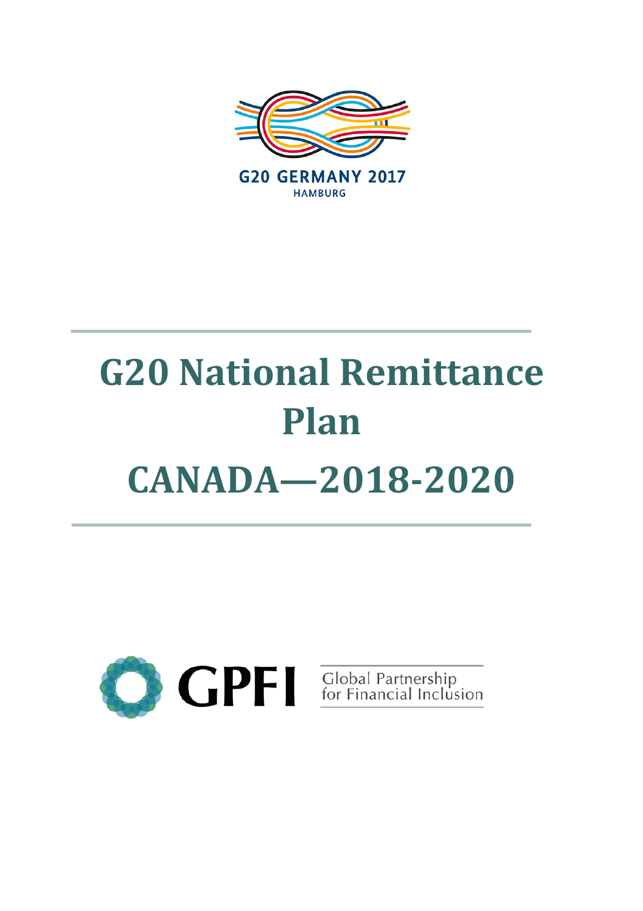G20 GERMANY 2017
HAMBURG

# G20 National Remittance Plan

# CANADA—2018-2020

GPFI Global Partnership for Financial Inclusion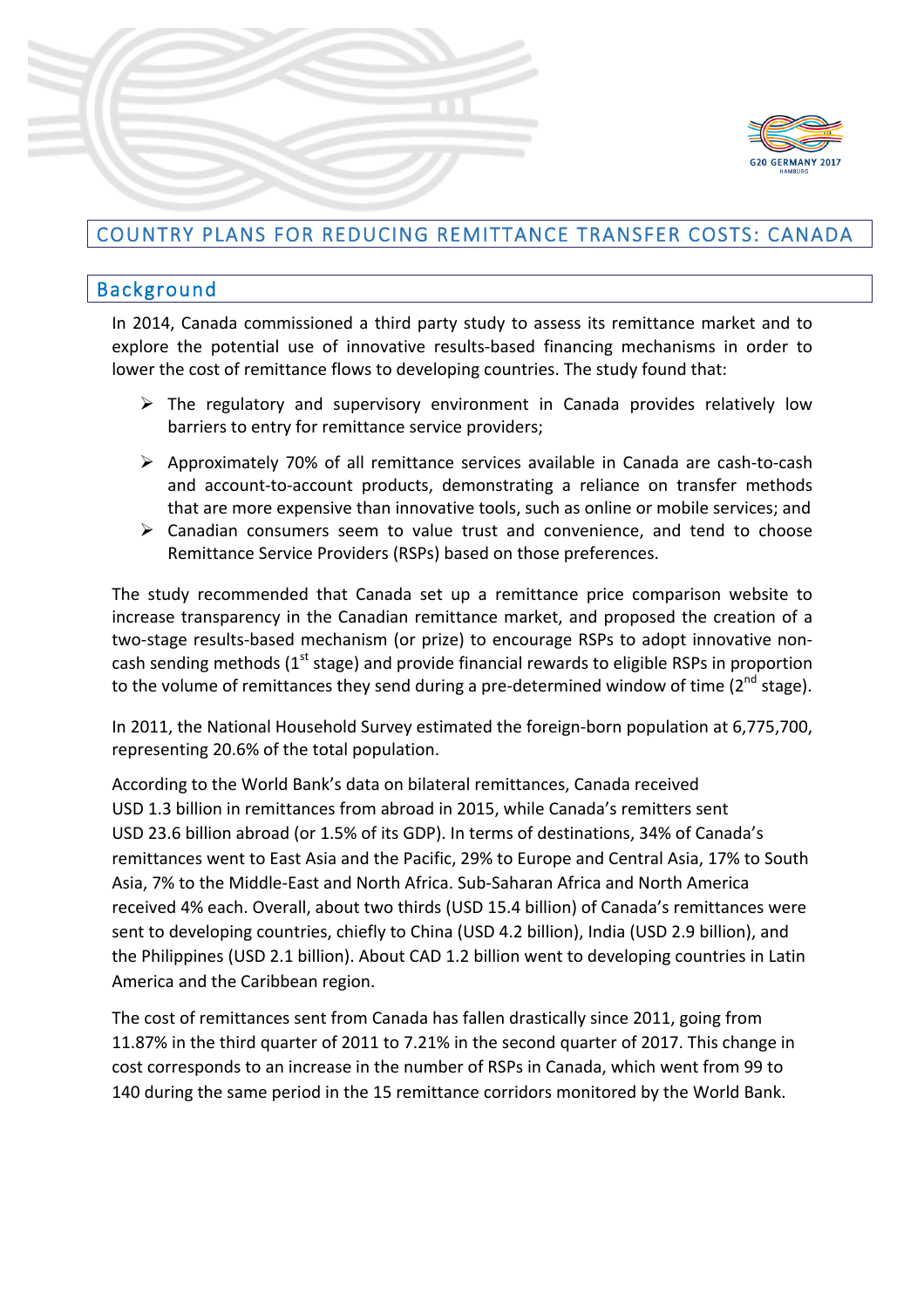# COUNTRY PLANS FOR REDUCING REMITTANCE TRANSFER COSTS: CANADA

## Background

In 2014, Canada commissioned a third party study to assess its remittance market and to explore the potential use of innovative results-based financing mechanisms in order to lower the cost of remittance flows to developing countries. The study found that:

- The regulatory and supervisory environment in Canada provides relatively low barriers to entry for remittance service providers;
- Approximately 70% of all remittance services available in Canada are cash-to-cash and account-to-account products, demonstrating a reliance on transfer methods that are more expensive than innovative tools, such as online or mobile services; and
- Canadian consumers seem to value trust and convenience, and tend to choose Remittance Service Providers (RSPs) based on those preferences.

The study recommended that Canada set up a remittance price comparison website to increase transparency in the Canadian remittance market, and proposed the creation of a two-stage results-based mechanism (or prize) to encourage RSPs to adopt innovative non-cash sending methods (1st stage) and provide financial rewards to eligible RSPs in proportion to the volume of remittances they send during a pre-determined window of time (2nd stage).

In 2011, the National Household Survey estimated the foreign-born population at 6,775,700, representing 20.6% of the total population.

According to the World Bank's data on bilateral remittances, Canada received USD 1.3 billion in remittances from abroad in 2015, while Canada's remitters sent USD 23.6 billion abroad (or 1.5% of its GDP). In terms of destinations, 34% of Canada's remittances went to East Asia and the Pacific, 29% to Europe and Central Asia, 17% to South Asia, 7% to the Middle-East and North Africa. Sub-Saharan Africa and North America received 4% each. Overall, about two thirds (USD 15.4 billion) of Canada's remittances were sent to developing countries, chiefly to China (USD 4.2 billion), India (USD 2.9 billion), and the Philippines (USD 2.1 billion). About CAD 1.2 billion went to developing countries in Latin America and the Caribbean region.

The cost of remittances sent from Canada has fallen drastically since 2011, going from 11.87% in the third quarter of 2011 to 7.21% in the second quarter of 2017. This change in cost corresponds to an increase in the number of RSPs in Canada, which went from 99 to 140 during the same period in the 15 remittance corridors monitored by the World Bank.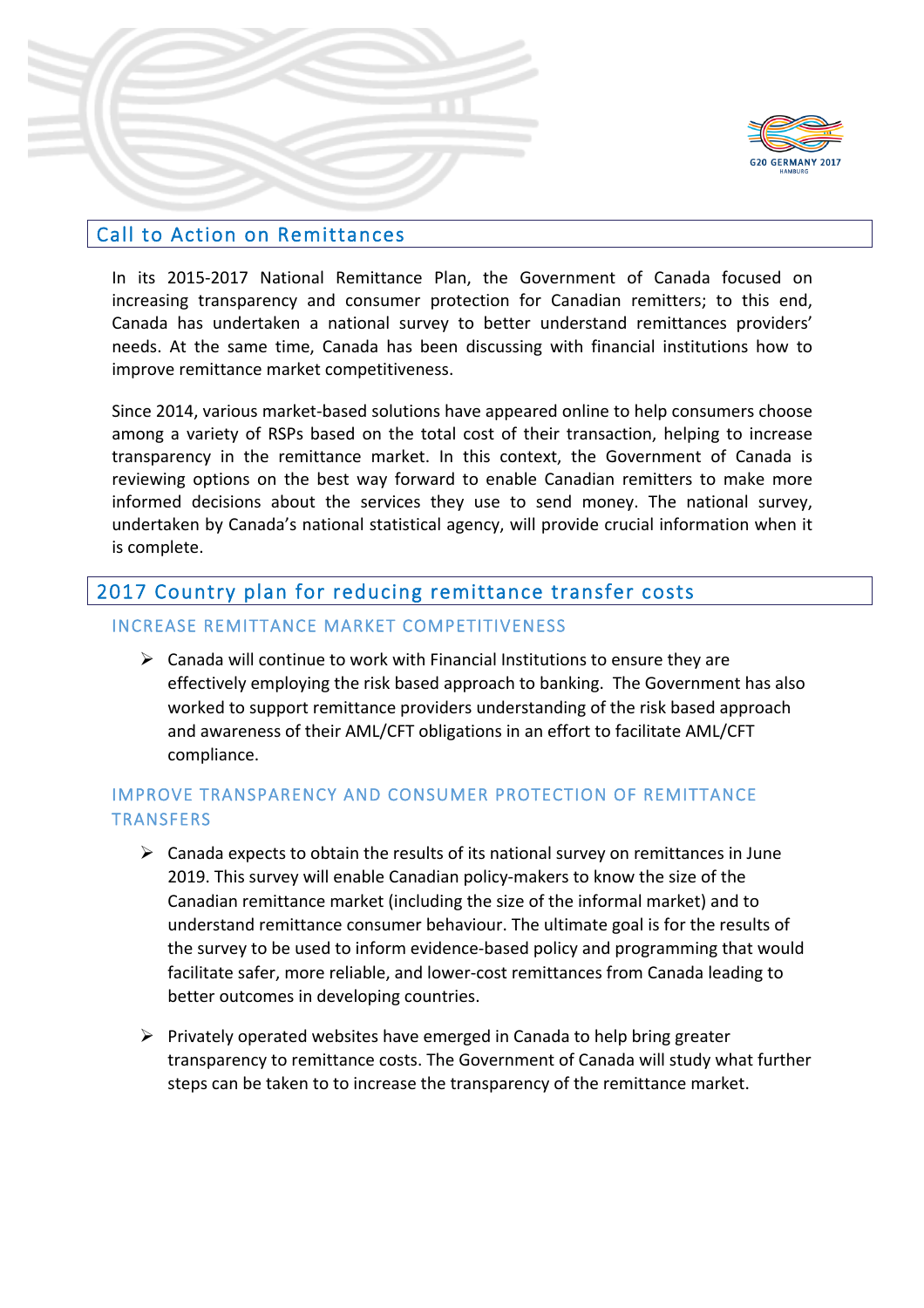## Call to Action on Remittances

In its 2015-2017 National Remittance Plan, the Government of Canada focused on increasing transparency and consumer protection for Canadian remitters; to this end, Canada has undertaken a national survey to better understand remittances providers' needs. At the same time, Canada has been discussing with financial institutions how to improve remittance market competitiveness.

Since 2014, various market-based solutions have appeared online to help consumers choose among a variety of RSPs based on the total cost of their transaction, helping to increase transparency in the remittance market. In this context, the Government of Canada is reviewing options on the best way forward to enable Canadian remitters to make more informed decisions about the services they use to send money. The national survey, undertaken by Canada's national statistical agency, will provide crucial information when it is complete.

## 2017 Country plan for reducing remittance transfer costs

### INCREASE REMITTANCE MARKET COMPETITIVENESS

- Canada will continue to work with Financial Institutions to ensure they are effectively employing the risk based approach to banking. The Government has also worked to support remittance providers understanding of the risk based approach and awareness of their AML/CFT obligations in an effort to facilitate AML/CFT compliance.

### IMPROVE TRANSPARENCY AND CONSUMER PROTECTION OF REMITTANCE TRANSFERS

- Canada expects to obtain the results of its national survey on remittances in June 2019. This survey will enable Canadian policy-makers to know the size of the Canadian remittance market (including the size of the informal market) and to understand remittance consumer behaviour. The ultimate goal is for the results of the survey to be used to inform evidence-based policy and programming that would facilitate safer, more reliable, and lower-cost remittances from Canada leading to better outcomes in developing countries.

- Privately operated websites have emerged in Canada to help bring greater transparency to remittance costs. The Government of Canada will study what further steps can be taken to to increase the transparency of the remittance market.